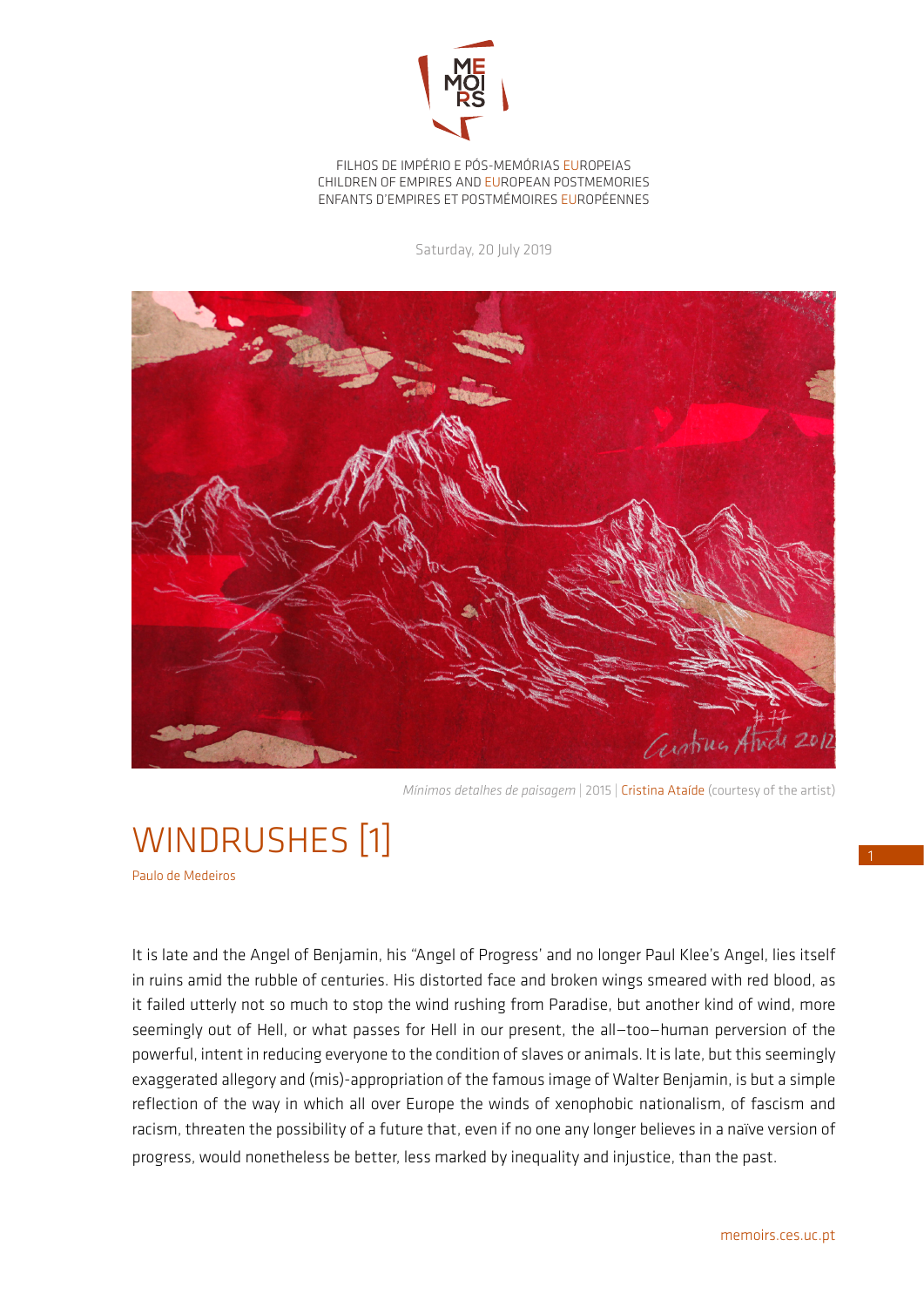FILHOS DE IMPÉRIO E PÓS-MEMÓRIAS EUROPEIAS
CHILDREN OF EMPIRES AND EUROPEAN POSTMEMORIES
ENFANTS D'EMPIRES ET POSTMÉMOIRES EUROPÉENNES

Saturday, 20 July 2019

*Mínimos detalhes de paisagem* | 2015 | Cristina Ataíde (courtesy of the artist)

# WINDRUSHES [1]

Paulo de Medeiros

It is late and the Angel of Benjamin, his "Angel of Progress' and no longer Paul Klee's Angel, lies itself in ruins amid the rubble of centuries. His distorted face and broken wings smeared with red blood, as it failed utterly not so much to stop the wind rushing from Paradise, but another kind of wind, more seemingly out of Hell, or what passes for Hell in our present, the all–too–human perversion of the powerful, intent in reducing everyone to the condition of slaves or animals. It is late, but this seemingly exaggerated allegory and (mis)-appropriation of the famous image of Walter Benjamin, is but a simple reflection of the way in which all over Europe the winds of xenophobic nationalism, of fascism and racism, threaten the possibility of a future that, even if no one any longer believes in a naïve version of progress, would nonetheless be better, less marked by inequality and injustice, than the past.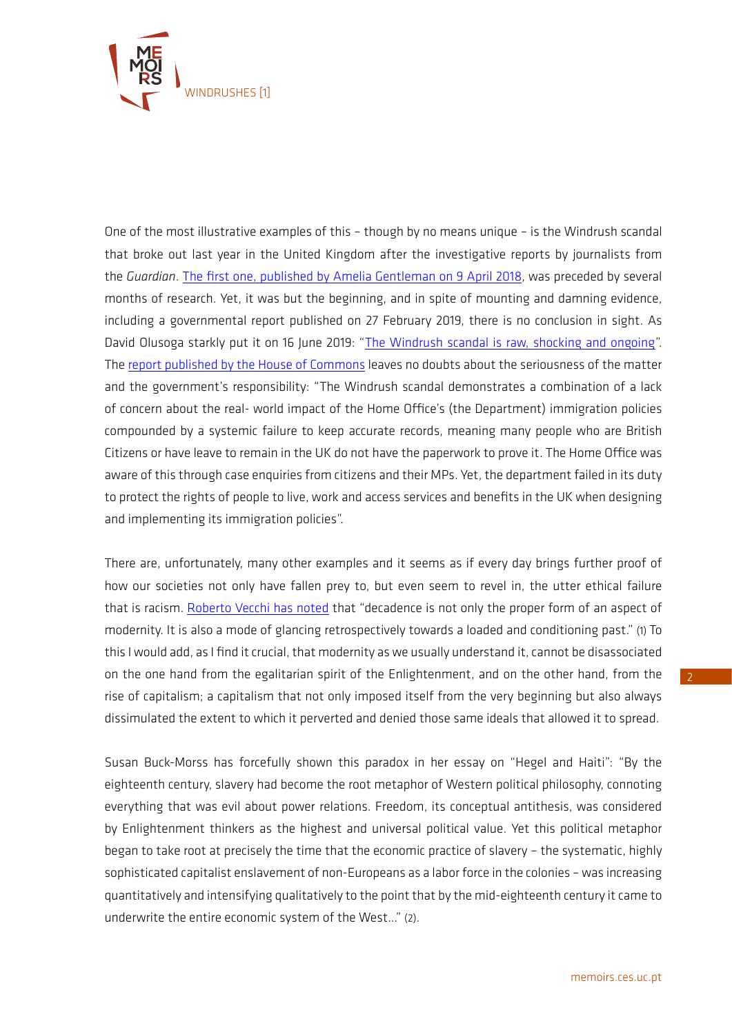One of the most illustrative examples of this – though by no means unique – is the Windrush scandal that broke out last year in the United Kingdom after the investigative reports by journalists from the *Guardian*. The first one, published by Amelia Gentleman on 9 April 2018, was preceded by several months of research. Yet, it was but the beginning, and in spite of mounting and damning evidence, including a governmental report published on 27 February 2019, there is no conclusion in sight. As David Olusoga starkly put it on 16 June 2019: "The Windrush scandal is raw, shocking and ongoing". The report published by the House of Commons leaves no doubts about the seriousness of the matter and the government's responsibility: "The Windrush scandal demonstrates a combination of a lack of concern about the real- world impact of the Home Office's (the Department) immigration policies compounded by a systemic failure to keep accurate records, meaning many people who are British Citizens or have leave to remain in the UK do not have the paperwork to prove it. The Home Office was aware of this through case enquiries from citizens and their MPs. Yet, the department failed in its duty to protect the rights of people to live, work and access services and benefits in the UK when designing and implementing its immigration policies".

There are, unfortunately, many other examples and it seems as if every day brings further proof of how our societies not only have fallen prey to, but even seem to revel in, the utter ethical failure that is racism. Roberto Vecchi has noted that "decadence is not only the proper form of an aspect of modernity. It is also a mode of glancing retrospectively towards a loaded and conditioning past." (1) To this I would add, as I find it crucial, that modernity as we usually understand it, cannot be disassociated on the one hand from the egalitarian spirit of the Enlightenment, and on the other hand, from the rise of capitalism; a capitalism that not only imposed itself from the very beginning but also always dissimulated the extent to which it perverted and denied those same ideals that allowed it to spread.

Susan Buck-Morss has forcefully shown this paradox in her essay on "Hegel and Haiti": "By the eighteenth century, slavery had become the root metaphor of Western political philosophy, connoting everything that was evil about power relations. Freedom, its conceptual antithesis, was considered by Enlightenment thinkers as the highest and universal political value. Yet this political metaphor began to take root at precisely the time that the economic practice of slavery – the systematic, highly sophisticated capitalist enslavement of non-Europeans as a labor force in the colonies – was increasing quantitatively and intensifying qualitatively to the point that by the mid-eighteenth century it came to underwrite the entire economic system of the West…" (2).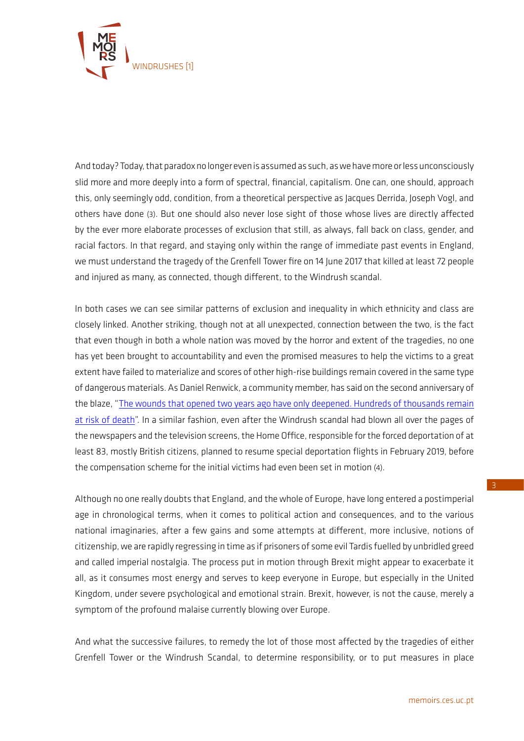And today? Today, that paradox no longer even is assumed as such, as we have more or less unconsciously slid more and more deeply into a form of spectral, financial, capitalism. One can, one should, approach this, only seemingly odd, condition, from a theoretical perspective as Jacques Derrida, Joseph Vogl, and others have done (3). But one should also never lose sight of those whose lives are directly affected by the ever more elaborate processes of exclusion that still, as always, fall back on class, gender, and racial factors. In that regard, and staying only within the range of immediate past events in England, we must understand the tragedy of the Grenfell Tower fire on 14 June 2017 that killed at least 72 people and injured as many, as connected, though different, to the Windrush scandal.

In both cases we can see similar patterns of exclusion and inequality in which ethnicity and class are closely linked. Another striking, though not at all unexpected, connection between the two, is the fact that even though in both a whole nation was moved by the horror and extent of the tragedies, no one has yet been brought to accountability and even the promised measures to help the victims to a great extent have failed to materialize and scores of other high-rise buildings remain covered in the same type of dangerous materials. As Daniel Renwick, a community member, has said on the second anniversary of the blaze, "The wounds that opened two years ago have only deepened. Hundreds of thousands remain at risk of death". In a similar fashion, even after the Windrush scandal had blown all over the pages of the newspapers and the television screens, the Home Office, responsible for the forced deportation of at least 83, mostly British citizens, planned to resume special deportation flights in February 2019, before the compensation scheme for the initial victims had even been set in motion (4).

Although no one really doubts that England, and the whole of Europe, have long entered a postimperial age in chronological terms, when it comes to political action and consequences, and to the various national imaginaries, after a few gains and some attempts at different, more inclusive, notions of citizenship, we are rapidly regressing in time as if prisoners of some evil Tardis fuelled by unbridled greed and called imperial nostalgia. The process put in motion through Brexit might appear to exacerbate it all, as it consumes most energy and serves to keep everyone in Europe, but especially in the United Kingdom, under severe psychological and emotional strain. Brexit, however, is not the cause, merely a symptom of the profound malaise currently blowing over Europe.

And what the successive failures, to remedy the lot of those most affected by the tragedies of either Grenfell Tower or the Windrush Scandal, to determine responsibility, or to put measures in place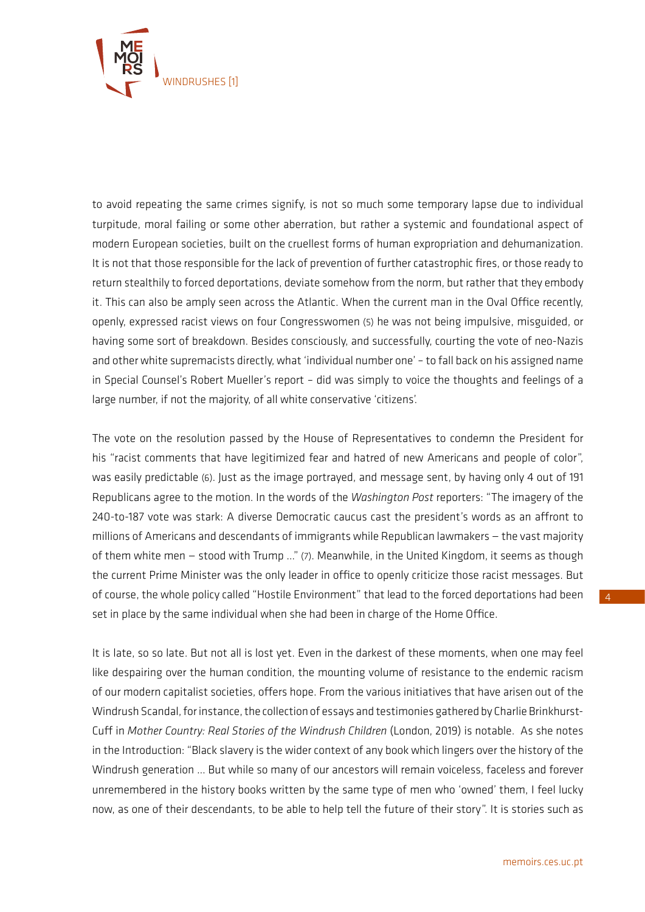to avoid repeating the same crimes signify, is not so much some temporary lapse due to individual turpitude, moral failing or some other aberration, but rather a systemic and foundational aspect of modern European societies, built on the cruellest forms of human expropriation and dehumanization. It is not that those responsible for the lack of prevention of further catastrophic fires, or those ready to return stealthily to forced deportations, deviate somehow from the norm, but rather that they embody it. This can also be amply seen across the Atlantic. When the current man in the Oval Office recently, openly, expressed racist views on four Congresswomen (5) he was not being impulsive, misguided, or having some sort of breakdown. Besides consciously, and successfully, courting the vote of neo-Nazis and other white supremacists directly, what 'individual number one' – to fall back on his assigned name in Special Counsel's Robert Mueller's report – did was simply to voice the thoughts and feelings of a large number, if not the majority, of all white conservative 'citizens'.

The vote on the resolution passed by the House of Representatives to condemn the President for his "racist comments that have legitimized fear and hatred of new Americans and people of color", was easily predictable (6). Just as the image portrayed, and message sent, by having only 4 out of 191 Republicans agree to the motion. In the words of the *Washington Post* reporters: "The imagery of the 240-to-187 vote was stark: A diverse Democratic caucus cast the president's words as an affront to millions of Americans and descendants of immigrants while Republican lawmakers — the vast majority of them white men — stood with Trump …" (7). Meanwhile, in the United Kingdom, it seems as though the current Prime Minister was the only leader in office to openly criticize those racist messages. But of course, the whole policy called "Hostile Environment" that lead to the forced deportations had been set in place by the same individual when she had been in charge of the Home Office.

It is late, so so late. But not all is lost yet. Even in the darkest of these moments, when one may feel like despairing over the human condition, the mounting volume of resistance to the endemic racism of our modern capitalist societies, offers hope. From the various initiatives that have arisen out of the Windrush Scandal, for instance, the collection of essays and testimonies gathered by Charlie Brinkhurst-Cuff in *Mother Country: Real Stories of the Windrush Children* (London, 2019) is notable. As she notes in the Introduction: "Black slavery is the wider context of any book which lingers over the history of the Windrush generation … But while so many of our ancestors will remain voiceless, faceless and forever unremembered in the history books written by the same type of men who 'owned' them, I feel lucky now, as one of their descendants, to be able to help tell the future of their story". It is stories such as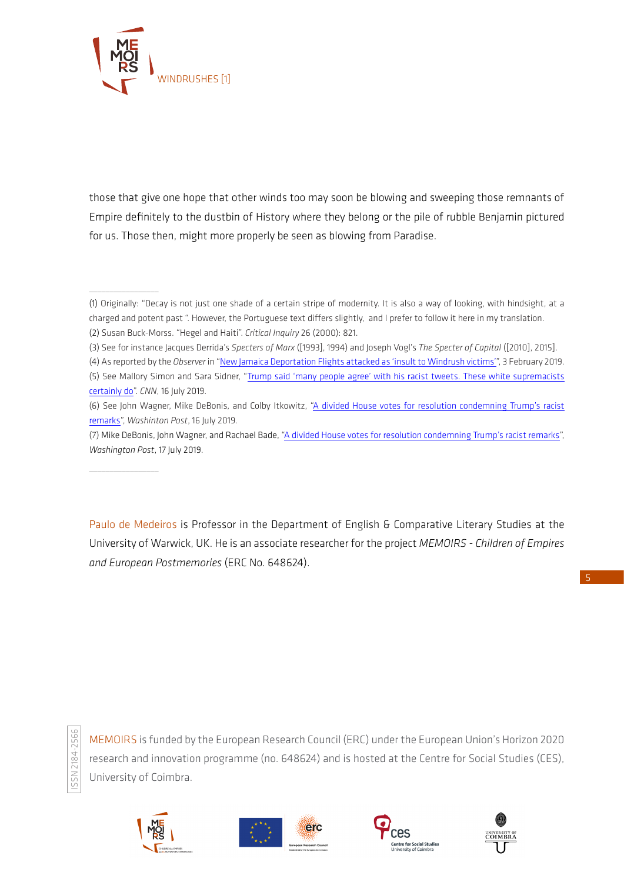those that give one hope that other winds too may soon be blowing and sweeping those remnants of Empire definitely to the dustbin of History where they belong or the pile of rubble Benjamin pictured for us. Those then, might more properly be seen as blowing from Paradise.

---

(1) Originally: "Decay is not just one shade of a certain stripe of modernity. It is also a way of looking, with hindsight, at a charged and potent past ". However, the Portuguese text differs slightly, and I prefer to follow it here in my translation.

(2) Susan Buck-Morss. "Hegel and Haiti". *Critical Inquiry* 26 (2000): 821.

(3) See for instance Jacques Derrida's *Specters of Marx* ([1993], 1994) and Joseph Vogl's *The Specter of Capital* ([2010], 2015].

(4) As reported by the *Observer* in "New Jamaica Deportation Flights attacked as 'insult to Windrush victims'", 3 February 2019.

(5) See Mallory Simon and Sara Sidner, "Trump said 'many people agree' with his racist tweets. These white supremacists certainly do". *CNN*, 16 July 2019.

(6) See John Wagner, Mike DeBonis, and Colby Itkowitz, "A divided House votes for resolution condemning Trump's racist remarks", *Washinton Post*, 16 July 2019.

(7) Mike DeBonis, John Wagner, and Rachael Bade, "A divided House votes for resolution condemning Trump's racist remarks", *Washington Post*, 17 July 2019.

---

Paulo de Medeiros is Professor in the Department of English & Comparative Literary Studies at the University of Warwick, UK. He is an associate researcher for the project *MEMOIRS - Children of Empires and European Postmemories* (ERC No. 648624).

MEMOIRS is funded by the European Research Council (ERC) under the European Union's Horizon 2020 research and innovation programme (no. 648624) and is hosted at the Centre for Social Studies (CES), University of Coimbra.